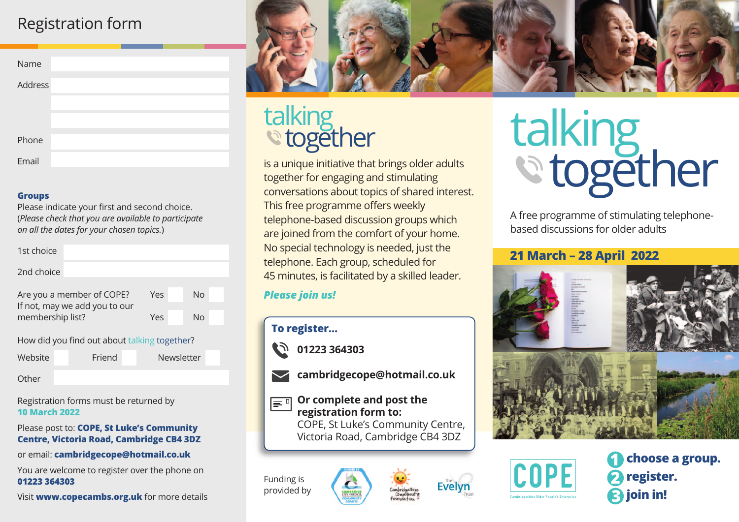# Registration form

| | |
|---|---|
| Name | |
| Address | |
| | |
| | |
| Phone | |
| Email | |

**Groups**

Please indicate your first and second choice.
(*Please check that you are available to participate on all the dates for your chosen topics.*)

| | |
|---|---|
| 1st choice | |
| 2nd choice | |

Are you a member of COPE? Yes ☐ No ☐

If not, may we add you to our membership list? Yes ☐ No ☐

How did you find out about talking together?

Website ☐ Friend ☐ Newsletter ☐

Other ________________

Registration forms must be returned by **10 March 2022**

Please post to: **COPE, St Luke's Community Centre, Victoria Road, Cambridge CB4 3DZ**

or email: **cambridgecope@hotmail.co.uk**

You are welcome to register over the phone on **01223 364303**

Visit **www.copecambs.org.uk** for more details

## talking together

is a unique initiative that brings older adults together for engaging and stimulating conversations about topics of shared interest. This free programme offers weekly telephone-based discussion groups which are joined from the comfort of your home. No special technology is needed, just the telephone. Each group, scheduled for 45 minutes, is facilitated by a skilled leader.

***Please join us!***

**To register...**

**01223 364303**

**cambridgecope@hotmail.co.uk**

**Or complete and post the registration form to:**
COPE, St Luke's Community Centre, Victoria Road, Cambridge CB4 3DZ

Funding is provided by

# talking together

A free programme of stimulating telephone-based discussions for older adults

**21 March – 28 April 2022**

COPE
Cambridgeshire Older People's Enterprise

1. **choose a group.**
2. **register.**
3. **join in!**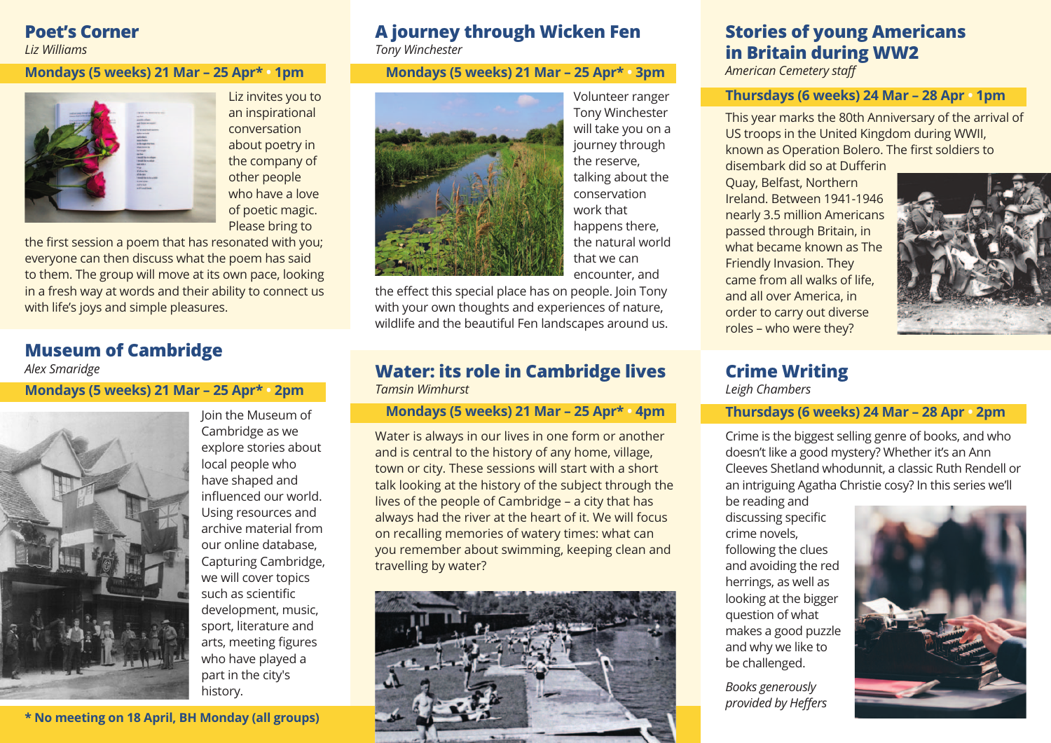## Poet's Corner

*Liz Williams*

**Mondays (5 weeks) 21 Mar – 25 Apr* • 1pm**

Liz invites you to an inspirational conversation about poetry in the company of other people who have a love of poetic magic. Please bring to the first session a poem that has resonated with you; everyone can then discuss what the poem has said to them. The group will move at its own pace, looking in a fresh way at words and their ability to connect us with life's joys and simple pleasures.

## Museum of Cambridge

*Alex Smaridge*

**Mondays (5 weeks) 21 Mar – 25 Apr* • 2pm**

Join the Museum of Cambridge as we explore stories about local people who have shaped and influenced our world. Using resources and archive material from our online database, Capturing Cambridge, we will cover topics such as scientific development, music, sport, literature and arts, meeting figures who have played a part in the city's history.

**\* No meeting on 18 April, BH Monday (all groups)**

## A journey through Wicken Fen

*Tony Winchester*

**Mondays (5 weeks) 21 Mar – 25 Apr* • 3pm**

Volunteer ranger Tony Winchester will take you on a journey through the reserve, talking about the conservation work that happens there, the natural world that we can encounter, and the effect this special place has on people. Join Tony with your own thoughts and experiences of nature, wildlife and the beautiful Fen landscapes around us.

## Water: its role in Cambridge lives

*Tamsin Wimhurst*

**Mondays (5 weeks) 21 Mar – 25 Apr* • 4pm**

Water is always in our lives in one form or another and is central to the history of any home, village, town or city. These sessions will start with a short talk looking at the history of the subject through the lives of the people of Cambridge – a city that has always had the river at the heart of it. We will focus on recalling memories of watery times: what can you remember about swimming, keeping clean and travelling by water?

## Stories of young Americans in Britain during WW2

*American Cemetery staff*

**Thursdays (6 weeks) 24 Mar – 28 Apr • 1pm**

This year marks the 80th Anniversary of the arrival of US troops in the United Kingdom during WWII, known as Operation Bolero. The first soldiers to disembark did so at Dufferin Quay, Belfast, Northern Ireland. Between 1941-1946 nearly 3.5 million Americans passed through Britain, in what became known as The Friendly Invasion. They came from all walks of life, and all over America, in order to carry out diverse roles – who were they?

## Crime Writing

*Leigh Chambers*

**Thursdays (6 weeks) 24 Mar – 28 Apr • 2pm**

Crime is the biggest selling genre of books, and who doesn't like a good mystery? Whether it's an Ann Cleeves Shetland whodunnit, a classic Ruth Rendell or an intriguing Agatha Christie cosy? In this series we'll be reading and discussing specific crime novels, following the clues and avoiding the red herrings, as well as looking at the bigger question of what makes a good puzzle and why we like to be challenged.

*Books generously provided by Heffers*